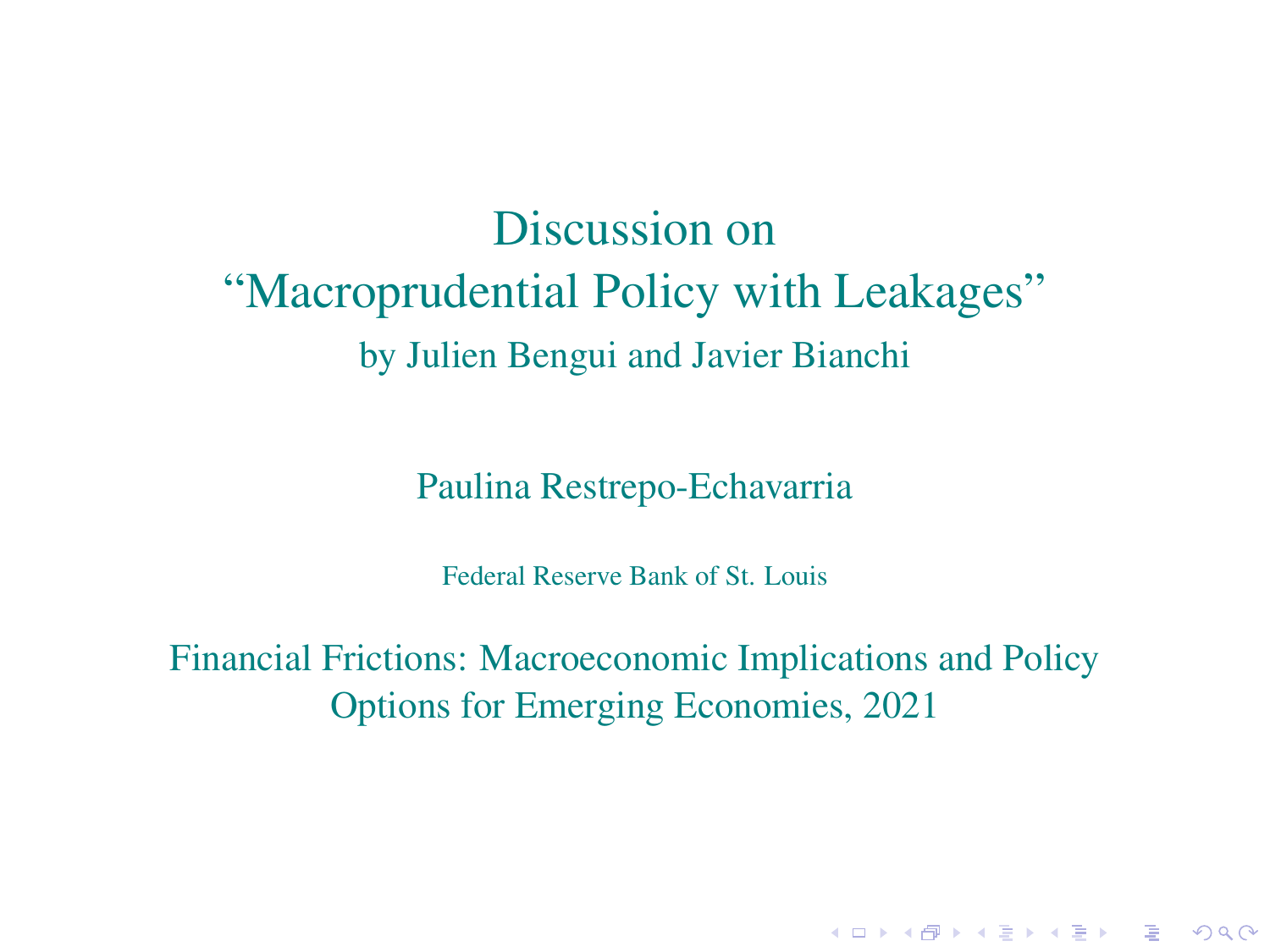# Discussion on "Macroprudential Policy with Leakages"

by Julien Bengui and Javier Bianchi

Paulina Restrepo-Echavarria

Federal Reserve Bank of St. Louis

Financial Frictions: Macroeconomic Implications and Policy Options for Emerging Economies, 2021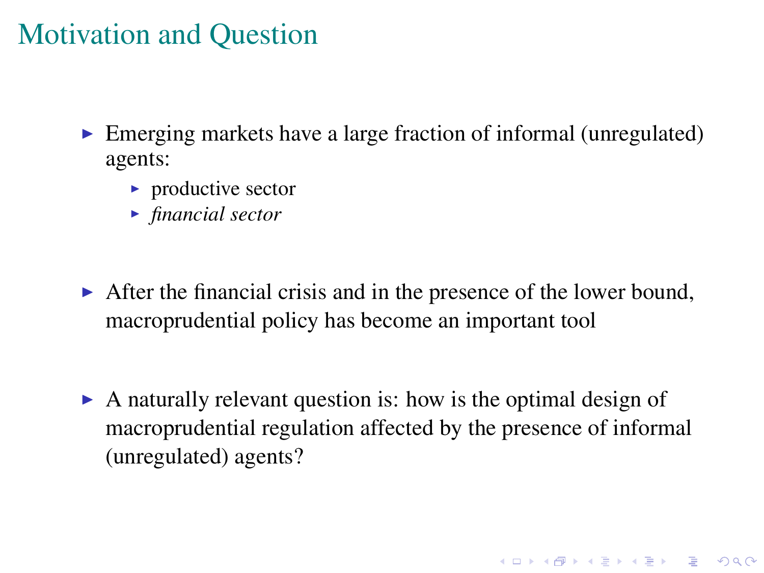# Motivation and Question

- Emerging markets have a large fraction of informal (unregulated) agents:
  - productive sector
  - *financial sector*
- After the financial crisis and in the presence of the lower bound, macroprudential policy has become an important tool
- A naturally relevant question is: how is the optimal design of macroprudential regulation affected by the presence of informal (unregulated) agents?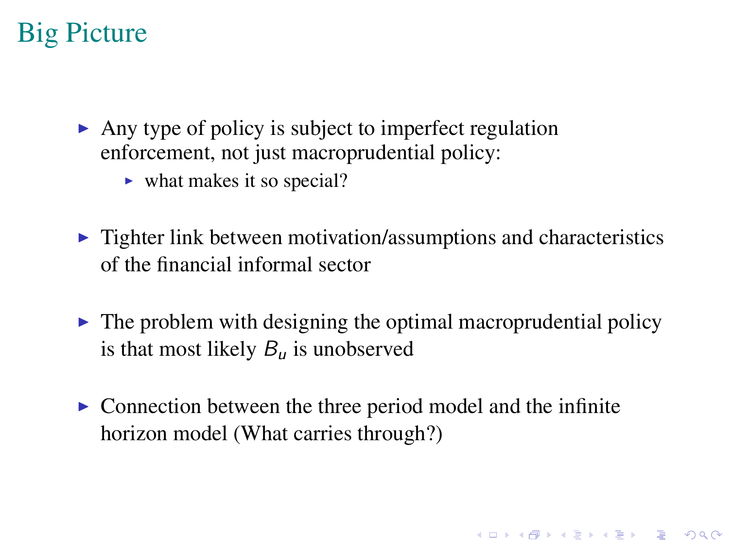# Big Picture

- Any type of policy is subject to imperfect regulation enforcement, not just macroprudential policy:
  - what makes it so special?
- Tighter link between motivation/assumptions and characteristics of the financial informal sector
- The problem with designing the optimal macroprudential policy is that most likely $B_u$ is unobserved
- Connection between the three period model and the infinite horizon model (What carries through?)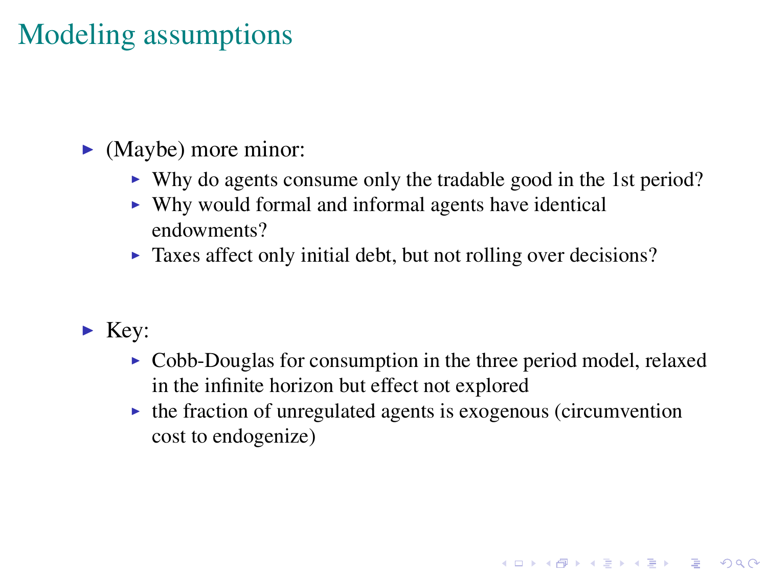# Modeling assumptions

- (Maybe) more minor:
  - Why do agents consume only the tradable good in the 1st period?
  - Why would formal and informal agents have identical endowments?
  - Taxes affect only initial debt, but not rolling over decisions?

- Key:
  - Cobb-Douglas for consumption in the three period model, relaxed in the infinite horizon but effect not explored
  - the fraction of unregulated agents is exogenous (circumvention cost to endogenize)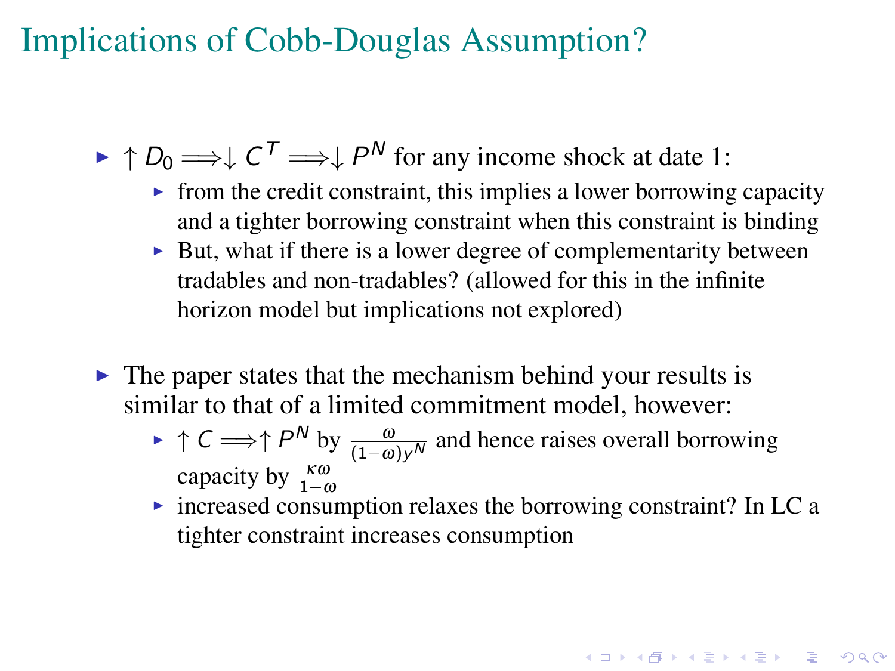# Implications of Cobb-Douglas Assumption?

- $\uparrow D_0 \Longrightarrow \downarrow C^T \Longrightarrow \downarrow P^N$ for any income shock at date 1:
  - from the credit constraint, this implies a lower borrowing capacity and a tighter borrowing constraint when this constraint is binding
  - But, what if there is a lower degree of complementarity between tradables and non-tradables? (allowed for this in the infinite horizon model but implications not explored)

- The paper states that the mechanism behind your results is similar to that of a limited commitment model, however:
  - $\uparrow C \Longrightarrow \uparrow P^N$ by $\frac{\omega}{(1-\omega)y^N}$ and hence raises overall borrowing capacity by $\frac{\kappa\omega}{1-\omega}$
  - increased consumption relaxes the borrowing constraint? In LC a tighter constraint increases consumption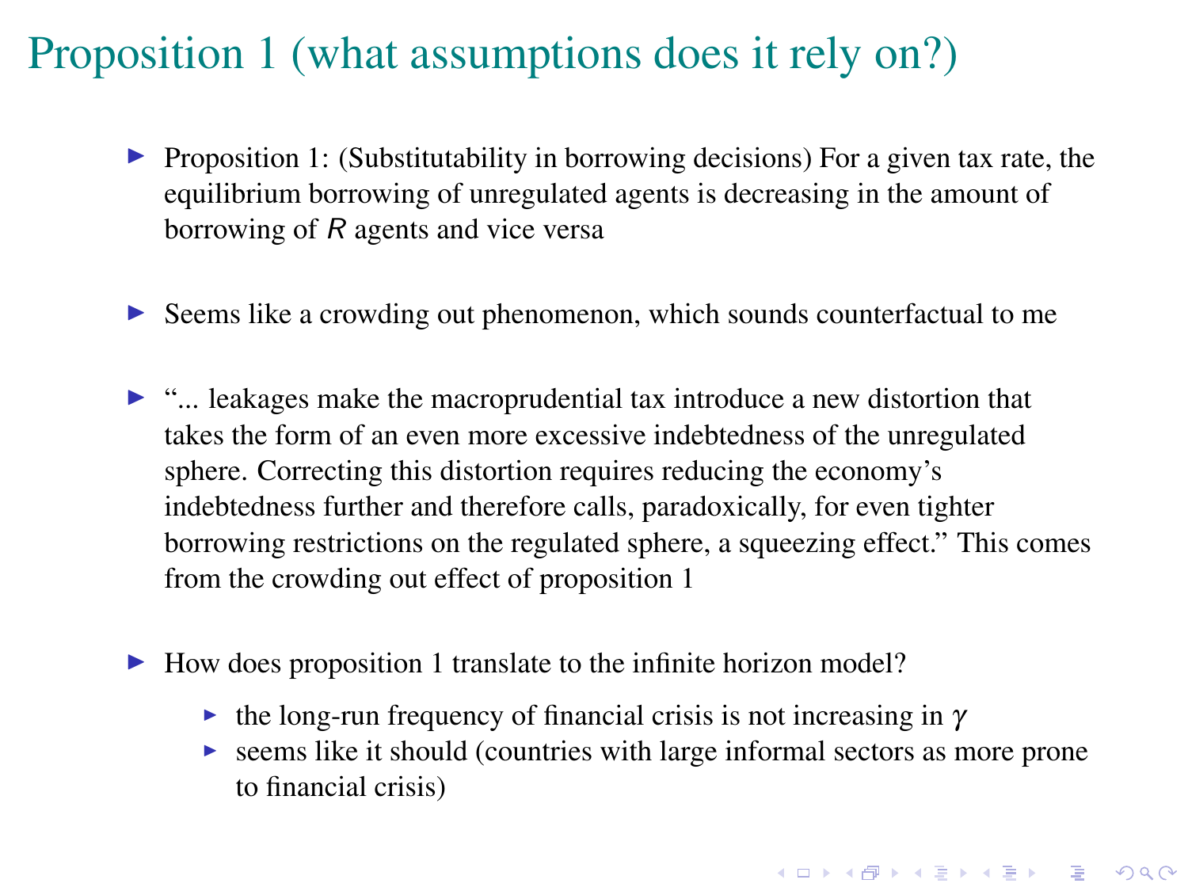# Proposition 1 (what assumptions does it rely on?)

- Proposition 1: (Substitutability in borrowing decisions) For a given tax rate, the equilibrium borrowing of unregulated agents is decreasing in the amount of borrowing of $R$ agents and vice versa

- Seems like a crowding out phenomenon, which sounds counterfactual to me

- "... leakages make the macroprudential tax introduce a new distortion that takes the form of an even more excessive indebtedness of the unregulated sphere. Correcting this distortion requires reducing the economy's indebtedness further and therefore calls, paradoxically, for even tighter borrowing restrictions on the regulated sphere, a squeezing effect." This comes from the crowding out effect of proposition 1

- How does proposition 1 translate to the infinite horizon model?
  - the long-run frequency of financial crisis is not increasing in $\gamma$
  - seems like it should (countries with large informal sectors as more prone to financial crisis)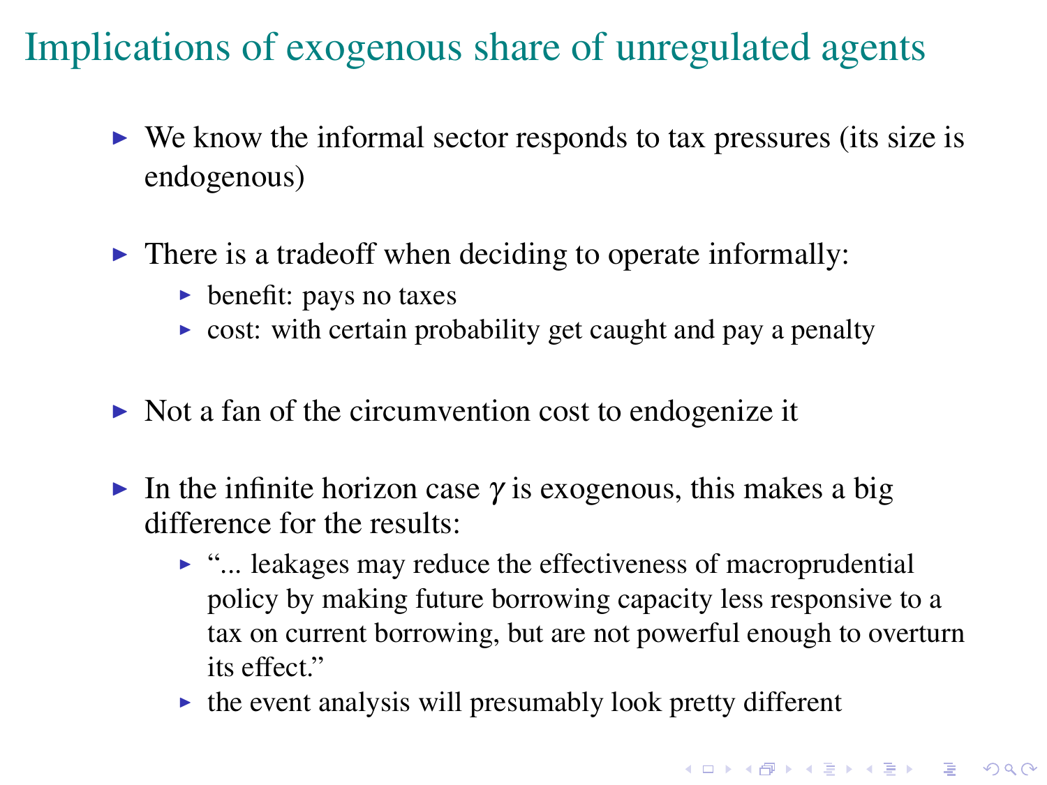# Implications of exogenous share of unregulated agents

- We know the informal sector responds to tax pressures (its size is endogenous)
- There is a tradeoff when deciding to operate informally:
  - benefit: pays no taxes
  - cost: with certain probability get caught and pay a penalty
- Not a fan of the circumvention cost to endogenize it
- In the infinite horizon case $\gamma$ is exogenous, this makes a big difference for the results:
  - "... leakages may reduce the effectiveness of macroprudential policy by making future borrowing capacity less responsive to a tax on current borrowing, but are not powerful enough to overturn its effect."
  - the event analysis will presumably look pretty different